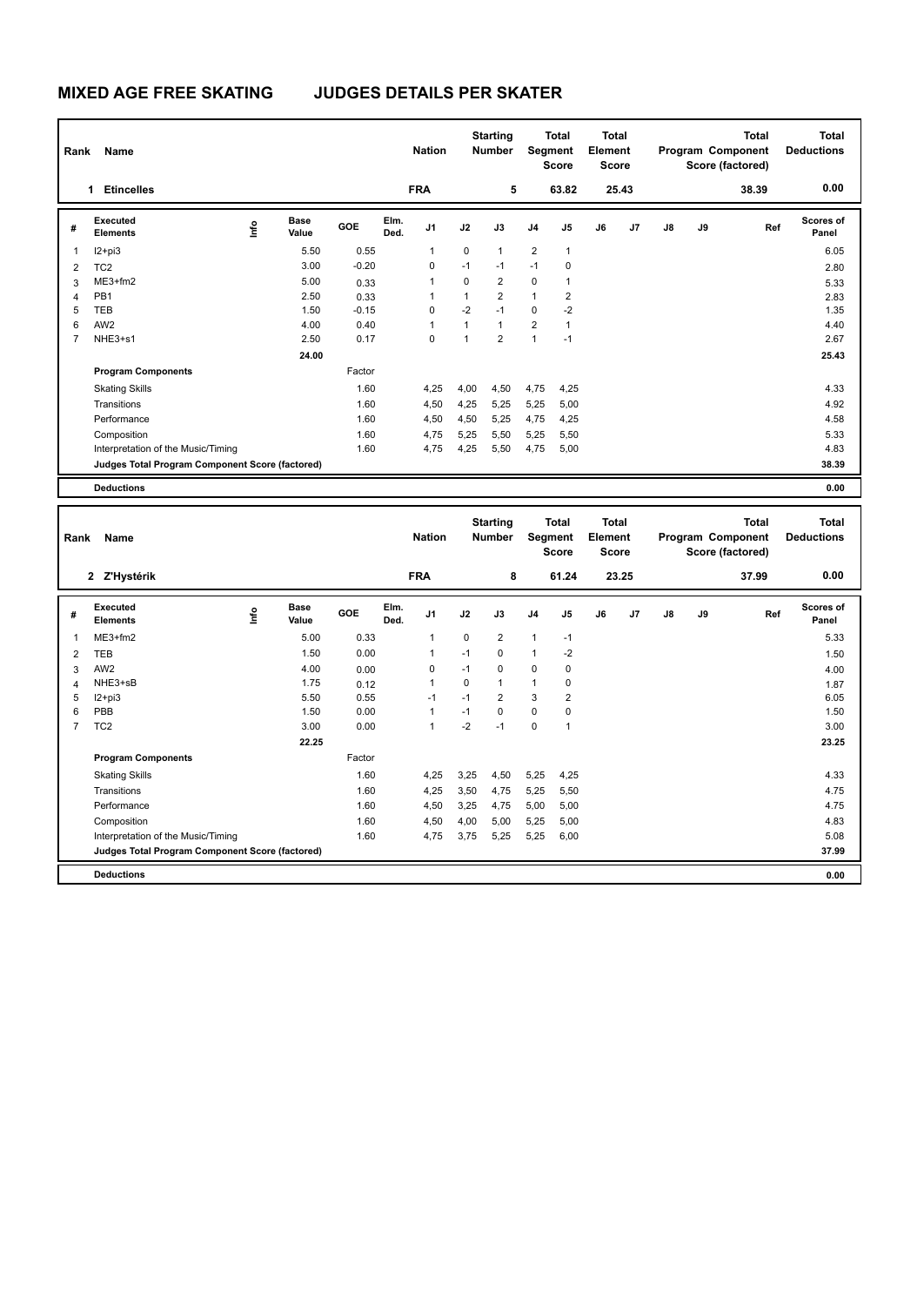# MIXED AGE FREE SKATING JUDGES DETAILS PER SKATER

| Rank | Name | Nation | Starting Number | Total Segment Score | Total Element Score | Total Program Component Score (factored) | Total Deductions |
|---|---|---|---|---|---|---|---|
| 1 | Etincelles | FRA | 5 | 63.82 | 25.43 | 38.39 | 0.00 |

| # | Executed Elements | Info | Base Value | GOE | Elm. Ded. | J1 | J2 | J3 | J4 | J5 | J6 | J7 | J8 | J9 | Ref | Scores of Panel |
|---|---|---|---|---|---|---|---|---|---|---|---|---|---|---|---|---|
| 1 | I2+pi3 | | 5.50 | 0.55 | | 1 | 0 | 1 | 2 | 1 | | | | | | 6.05 |
| 2 | TC2 | | 3.00 | -0.20 | | 0 | -1 | -1 | -1 | 0 | | | | | | 2.80 |
| 3 | ME3+fm2 | | 5.00 | 0.33 | | 1 | 0 | 2 | 0 | 1 | | | | | | 5.33 |
| 4 | PB1 | | 2.50 | 0.33 | | 1 | 1 | 2 | 1 | 2 | | | | | | 2.83 |
| 5 | TEB | | 1.50 | -0.15 | | 0 | -2 | -1 | 0 | -2 | | | | | | 1.35 |
| 6 | AW2 | | 4.00 | 0.40 | | 1 | 1 | 1 | 2 | 1 | | | | | | 4.40 |
| 7 | NHE3+s1 | | 2.50 | 0.17 | | 0 | 1 | 2 | 1 | -1 | | | | | | 2.67 |
| | | | 24.00 | | | | | | | | | | | | | 25.43 |

| Program Components | Factor | J1 | J2 | J3 | J4 | J5 | J6 | J7 | J8 | J9 | Scores of Panel |
|---|---|---|---|---|---|---|---|---|---|---|---|
| Skating Skills | 1.60 | 4,25 | 4,00 | 4,50 | 4,75 | 4,25 | | | | | 4.33 |
| Transitions | 1.60 | 4,50 | 4,25 | 5,25 | 5,25 | 5,00 | | | | | 4.92 |
| Performance | 1.60 | 4,50 | 4,50 | 5,25 | 4,75 | 4,25 | | | | | 4.58 |
| Composition | 1.60 | 4,75 | 5,25 | 5,50 | 5,25 | 5,50 | | | | | 5.33 |
| Interpretation of the Music/Timing | 1.60 | 4,75 | 4,25 | 5,50 | 4,75 | 5,00 | | | | | 4.83 |
| Judges Total Program Component Score (factored) | | | | | | | | | | | 38.39 |
| Deductions | | | | | | | | | | | 0.00 |

| Rank | Name | Nation | Starting Number | Total Segment Score | Total Element Score | Total Program Component Score (factored) | Total Deductions |
|---|---|---|---|---|---|---|---|
| 2 | Z'Hystérik | FRA | 8 | 61.24 | 23.25 | 37.99 | 0.00 |

| # | Executed Elements | Info | Base Value | GOE | Elm. Ded. | J1 | J2 | J3 | J4 | J5 | J6 | J7 | J8 | J9 | Ref | Scores of Panel |
|---|---|---|---|---|---|---|---|---|---|---|---|---|---|---|---|---|
| 1 | ME3+fm2 | | 5.00 | 0.33 | | 1 | 0 | 2 | 1 | -1 | | | | | | 5.33 |
| 2 | TEB | | 1.50 | 0.00 | | 1 | -1 | 0 | 1 | -2 | | | | | | 1.50 |
| 3 | AW2 | | 4.00 | 0.00 | | 0 | -1 | 0 | 0 | 0 | | | | | | 4.00 |
| 4 | NHE3+sB | | 1.75 | 0.12 | | 1 | 0 | 1 | 1 | 0 | | | | | | 1.87 |
| 5 | I2+pi3 | | 5.50 | 0.55 | | -1 | -1 | 2 | 3 | 2 | | | | | | 6.05 |
| 6 | PBB | | 1.50 | 0.00 | | 1 | -1 | 0 | 0 | 0 | | | | | | 1.50 |
| 7 | TC2 | | 3.00 | 0.00 | | 1 | -2 | -1 | 0 | 1 | | | | | | 3.00 |
| | | | 22.25 | | | | | | | | | | | | | 23.25 |

| Program Components | Factor | J1 | J2 | J3 | J4 | J5 | J6 | J7 | J8 | J9 | Scores of Panel |
|---|---|---|---|---|---|---|---|---|---|---|---|
| Skating Skills | 1.60 | 4,25 | 3,25 | 4,50 | 5,25 | 4,25 | | | | | 4.33 |
| Transitions | 1.60 | 4,25 | 3,50 | 4,75 | 5,25 | 5,50 | | | | | 4.75 |
| Performance | 1.60 | 4,50 | 3,25 | 4,75 | 5,00 | 5,00 | | | | | 4.75 |
| Composition | 1.60 | 4,50 | 4,00 | 5,00 | 5,25 | 5,00 | | | | | 4.83 |
| Interpretation of the Music/Timing | 1.60 | 4,75 | 3,75 | 5,25 | 5,25 | 6,00 | | | | | 5.08 |
| Judges Total Program Component Score (factored) | | | | | | | | | | | 37.99 |
| Deductions | | | | | | | | | | | 0.00 |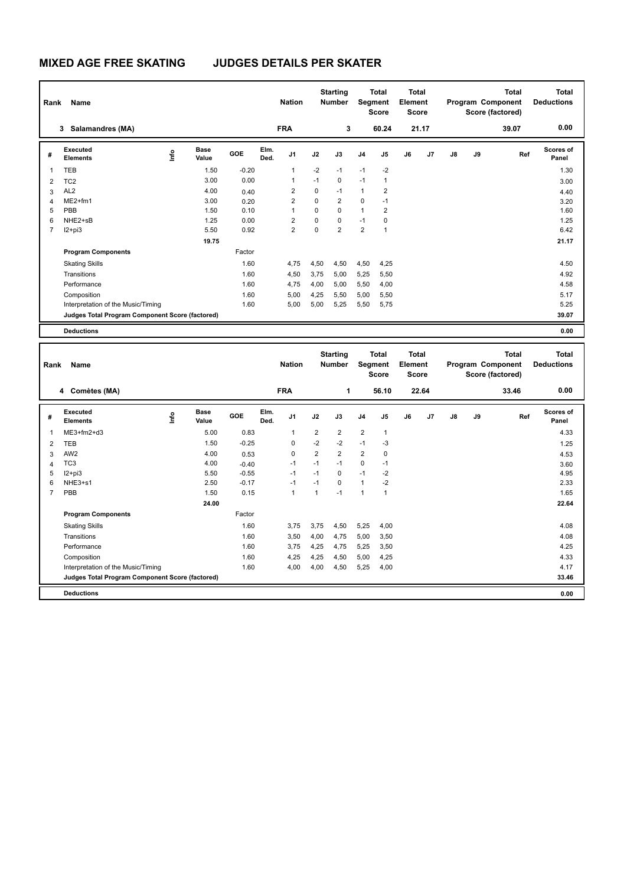# MIXED AGE FREE SKATING JUDGES DETAILS PER SKATER

| Rank | Name | Nation | Starting Number | Total Segment Score | Total Element Score | Total Program Component Score (factored) | Total Deductions |
|---|---|---|---|---|---|---|---|
| 3 | Salamandres (MA) | FRA | 3 | 60.24 | 21.17 | 39.07 | 0.00 |

| # | Executed Elements | Info | Base Value | GOE | Elm. Ded. | J1 | J2 | J3 | J4 | J5 | J6 | J7 | J8 | J9 | Ref | Scores of Panel |
|---|---|---|---|---|---|---|---|---|---|---|---|---|---|---|---|---|
| 1 | TEB | | 1.50 | -0.20 | | 1 | -2 | -1 | -1 | -2 | | | | | | 1.30 |
| 2 | TC2 | | 3.00 | 0.00 | | 1 | -1 | 0 | -1 | 1 | | | | | | 3.00 |
| 3 | AL2 | | 4.00 | 0.40 | | 2 | 0 | -1 | 1 | 2 | | | | | | 4.40 |
| 4 | ME2+fm1 | | 3.00 | 0.20 | | 2 | 0 | 2 | 0 | -1 | | | | | | 3.20 |
| 5 | PBB | | 1.50 | 0.10 | | 1 | 0 | 0 | 1 | 2 | | | | | | 1.60 |
| 6 | NHE2+sB | | 1.25 | 0.00 | | 2 | 0 | 0 | -1 | 0 | | | | | | 1.25 |
| 7 | I2+pi3 | | 5.50 | 0.92 | | 2 | 0 | 2 | 2 | 1 | | | | | | 6.42 |
| | | | 19.75 | | | | | | | | | | | | | 21.17 |

| Program Components | Factor | J1 | J2 | J3 | J4 | J5 | J6 | J7 | J8 | J9 | Scores of Panel |
|---|---|---|---|---|---|---|---|---|---|---|---|
| Skating Skills | 1.60 | 4,75 | 4,50 | 4,50 | 4,50 | 4,25 | | | | | 4.50 |
| Transitions | 1.60 | 4,50 | 3,75 | 5,00 | 5,25 | 5,50 | | | | | 4.92 |
| Performance | 1.60 | 4,75 | 4,00 | 5,00 | 5,50 | 4,00 | | | | | 4.58 |
| Composition | 1.60 | 5,00 | 4,25 | 5,50 | 5,00 | 5,50 | | | | | 5.17 |
| Interpretation of the Music/Timing | 1.60 | 5,00 | 5,00 | 5,25 | 5,50 | 5,75 | | | | | 5.25 |
| Judges Total Program Component Score (factored) | | | | | | | | | | | 39.07 |

| Deductions | 0.00 |
|---|---|

| Rank | Name | Nation | Starting Number | Total Segment Score | Total Element Score | Total Program Component Score (factored) | Total Deductions |
|---|---|---|---|---|---|---|---|
| 4 | Comètes (MA) | FRA | 1 | 56.10 | 22.64 | 33.46 | 0.00 |

| # | Executed Elements | Info | Base Value | GOE | Elm. Ded. | J1 | J2 | J3 | J4 | J5 | J6 | J7 | J8 | J9 | Ref | Scores of Panel |
|---|---|---|---|---|---|---|---|---|---|---|---|---|---|---|---|---|
| 1 | ME3+fm2+d3 | | 5.00 | 0.83 | | 1 | 2 | 2 | 2 | 1 | | | | | | 4.33 |
| 2 | TEB | | 1.50 | -0.25 | | 0 | -2 | -2 | -1 | -3 | | | | | | 1.25 |
| 3 | AW2 | | 4.00 | 0.53 | | 0 | 2 | 2 | 2 | 0 | | | | | | 4.53 |
| 4 | TC3 | | 4.00 | -0.40 | | -1 | -1 | -1 | 0 | -1 | | | | | | 3.60 |
| 5 | I2+pi3 | | 5.50 | -0.55 | | -1 | -1 | 0 | -1 | -2 | | | | | | 4.95 |
| 6 | NHE3+s1 | | 2.50 | -0.17 | | -1 | -1 | 0 | 1 | -2 | | | | | | 2.33 |
| 7 | PBB | | 1.50 | 0.15 | | 1 | 1 | -1 | 1 | 1 | | | | | | 1.65 |
| | | | 24.00 | | | | | | | | | | | | | 22.64 |

| Program Components | Factor | J1 | J2 | J3 | J4 | J5 | J6 | J7 | J8 | J9 | Scores of Panel |
|---|---|---|---|---|---|---|---|---|---|---|---|
| Skating Skills | 1.60 | 3,75 | 3,75 | 4,50 | 5,25 | 4,00 | | | | | 4.08 |
| Transitions | 1.60 | 3,50 | 4,00 | 4,75 | 5,00 | 3,50 | | | | | 4.08 |
| Performance | 1.60 | 3,75 | 4,25 | 4,75 | 5,25 | 3,50 | | | | | 4.25 |
| Composition | 1.60 | 4,25 | 4,25 | 4,50 | 5,00 | 4,25 | | | | | 4.33 |
| Interpretation of the Music/Timing | 1.60 | 4,00 | 4,00 | 4,50 | 5,25 | 4,00 | | | | | 4.17 |
| Judges Total Program Component Score (factored) | | | | | | | | | | | 33.46 |

| Deductions | 0.00 |
|---|---|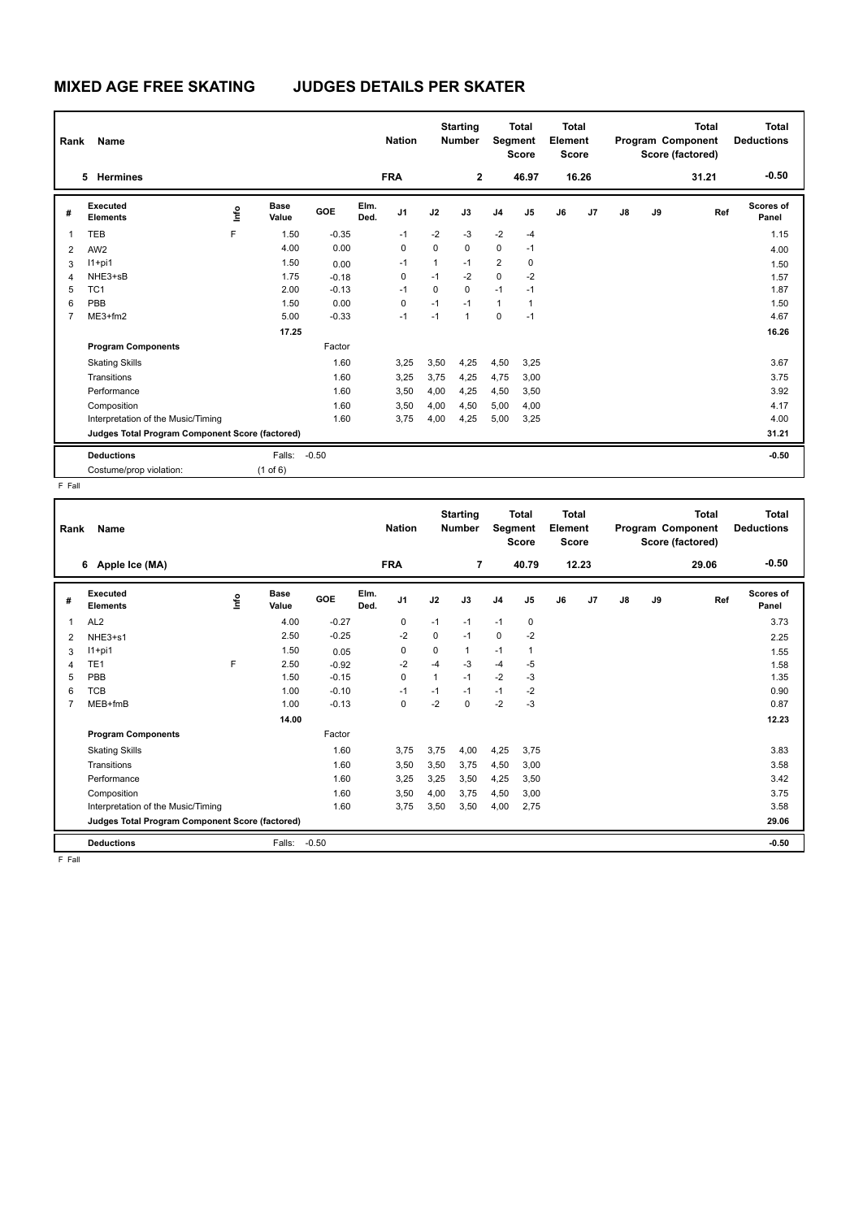# MIXED AGE FREE SKATING JUDGES DETAILS PER SKATER

| Rank | Name | Nation | Starting Number | Total Segment Score | Total Element Score | Total Program Component Score (factored) | Total Deductions |
|---|---|---|---|---|---|---|---|
| 5 | Hermines | FRA | 2 | 46.97 | 16.26 | 31.21 | -0.50 |

| # | Executed Elements | Info | Base Value | GOE | Elm. Ded. | J1 | J2 | J3 | J4 | J5 | J6 | J7 | J8 | J9 | Ref | Scores of Panel |
|---|---|---|---|---|---|---|---|---|---|---|---|---|---|---|---|---|
| 1 | TEB | F | 1.50 | -0.35 | | -1 | -2 | -3 | -2 | -4 | | | | | | 1.15 |
| 2 | AW2 | | 4.00 | 0.00 | | 0 | 0 | 0 | 0 | -1 | | | | | | 4.00 |
| 3 | I1+pi1 | | 1.50 | 0.00 | | -1 | 1 | -1 | 2 | 0 | | | | | | 1.50 |
| 4 | NHE3+sB | | 1.75 | -0.18 | | 0 | -1 | -2 | 0 | -2 | | | | | | 1.57 |
| 5 | TC1 | | 2.00 | -0.13 | | -1 | 0 | 0 | -1 | -1 | | | | | | 1.87 |
| 6 | PBB | | 1.50 | 0.00 | | 0 | -1 | -1 | 1 | 1 | | | | | | 1.50 |
| 7 | ME3+fm2 | | 5.00 | -0.33 | | -1 | -1 | 1 | 0 | -1 | | | | | | 4.67 |
| | | | 17.25 | | | | | | | | | | | | | 16.26 |
| | **Program Components** | | | Factor | | | | | | | | | | | | |
| | Skating Skills | | | 1.60 | | 3,25 | 3,50 | 4,25 | 4,50 | 3,25 | | | | | | 3.67 |
| | Transitions | | | 1.60 | | 3,25 | 3,75 | 4,25 | 4,75 | 3,00 | | | | | | 3.75 |
| | Performance | | | 1.60 | | 3,50 | 4,00 | 4,25 | 4,50 | 3,50 | | | | | | 3.92 |
| | Composition | | | 1.60 | | 3,50 | 4,00 | 4,50 | 5,00 | 4,00 | | | | | | 4.17 |
| | Interpretation of the Music/Timing | | | 1.60 | | 3,75 | 4,00 | 4,25 | 5,00 | 3,25 | | | | | | 4.00 |
| | **Judges Total Program Component Score (factored)** | | | | | | | | | | | | | | | 31.21 |
| | **Deductions** | | Falls: | -0.50 | | | | | | | | | | | | -0.50 |
| | Costume/prop violation: | | (1 of 6) | | | | | | | | | | | | | |

F Fall

| Rank | Name | Nation | Starting Number | Total Segment Score | Total Element Score | Total Program Component Score (factored) | Total Deductions |
|---|---|---|---|---|---|---|---|
| 6 | Apple Ice (MA) | FRA | 7 | 40.79 | 12.23 | 29.06 | -0.50 |

| # | Executed Elements | Info | Base Value | GOE | Elm. Ded. | J1 | J2 | J3 | J4 | J5 | J6 | J7 | J8 | J9 | Ref | Scores of Panel |
|---|---|---|---|---|---|---|---|---|---|---|---|---|---|---|---|---|
| 1 | AL2 | | 4.00 | -0.27 | | 0 | -1 | -1 | -1 | 0 | | | | | | 3.73 |
| 2 | NHE3+s1 | | 2.50 | -0.25 | | -2 | 0 | -1 | 0 | -2 | | | | | | 2.25 |
| 3 | I1+pi1 | | 1.50 | 0.05 | | 0 | 0 | 1 | -1 | 1 | | | | | | 1.55 |
| 4 | TE1 | F | 2.50 | -0.92 | | -2 | -4 | -3 | -4 | -5 | | | | | | 1.58 |
| 5 | PBB | | 1.50 | -0.15 | | 0 | 1 | -1 | -2 | -3 | | | | | | 1.35 |
| 6 | TCB | | 1.00 | -0.10 | | -1 | -1 | -1 | -1 | -2 | | | | | | 0.90 |
| 7 | MEB+fmB | | 1.00 | -0.13 | | 0 | -2 | 0 | -2 | -3 | | | | | | 0.87 |
| | | | 14.00 | | | | | | | | | | | | | 12.23 |
| | **Program Components** | | | Factor | | | | | | | | | | | | |
| | Skating Skills | | | 1.60 | | 3,75 | 3,75 | 4,00 | 4,25 | 3,75 | | | | | | 3.83 |
| | Transitions | | | 1.60 | | 3,50 | 3,50 | 3,75 | 4,50 | 3,00 | | | | | | 3.58 |
| | Performance | | | 1.60 | | 3,25 | 3,25 | 3,50 | 4,25 | 3,50 | | | | | | 3.42 |
| | Composition | | | 1.60 | | 3,50 | 4,00 | 3,75 | 4,50 | 3,00 | | | | | | 3.75 |
| | Interpretation of the Music/Timing | | | 1.60 | | 3,75 | 3,50 | 3,50 | 4,00 | 2,75 | | | | | | 3.58 |
| | **Judges Total Program Component Score (factored)** | | | | | | | | | | | | | | | 29.06 |
| | **Deductions** | | Falls: | -0.50 | | | | | | | | | | | | -0.50 |

F Fall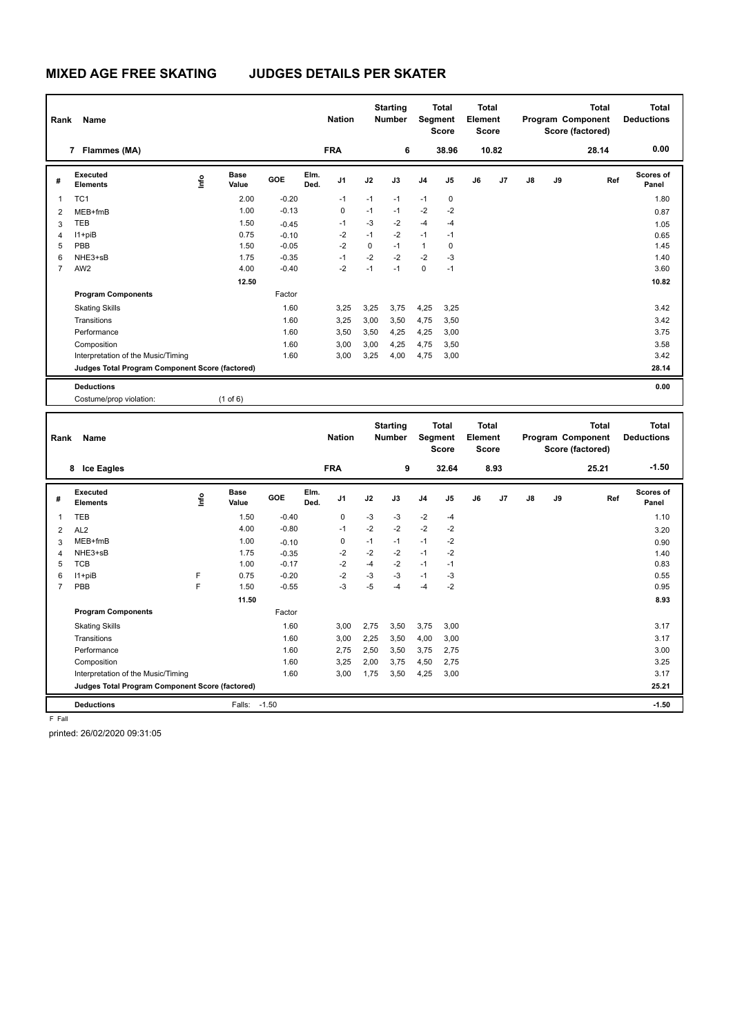# MIXED AGE FREE SKATING JUDGES DETAILS PER SKATER

| Rank | Name | Nation | Starting Number | Total Segment Score | Total Element Score | Total Program Component Score (factored) | Total Deductions |
|---|---|---|---|---|---|---|---|
| 7 | Flammes (MA) | FRA | 6 | 38.96 | 10.82 | 28.14 | 0.00 |

| # | Executed Elements | Info | Base Value | GOE | Elm. Ded. | J1 | J2 | J3 | J4 | J5 | J6 | J7 | J8 | J9 | Ref | Scores of Panel |
|---|---|---|---|---|---|---|---|---|---|---|---|---|---|---|---|---|
| 1 | TC1 | | 2.00 | -0.20 | | -1 | -1 | -1 | -1 | 0 | | | | | | 1.80 |
| 2 | MEB+fmB | | 1.00 | -0.13 | | 0 | -1 | -1 | -2 | -2 | | | | | | 0.87 |
| 3 | TEB | | 1.50 | -0.45 | | -1 | -3 | -2 | -4 | -4 | | | | | | 1.05 |
| 4 | I1+piB | | 0.75 | -0.10 | | -2 | -1 | -2 | -1 | -1 | | | | | | 0.65 |
| 5 | PBB | | 1.50 | -0.05 | | -2 | 0 | -1 | 1 | 0 | | | | | | 1.45 |
| 6 | NHE3+sB | | 1.75 | -0.35 | | -1 | -2 | -2 | -2 | -3 | | | | | | 1.40 |
| 7 | AW2 | | 4.00 | -0.40 | | -2 | -1 | -1 | 0 | -1 | | | | | | 3.60 |
| | | | 12.50 | | | | | | | | | | | | | 10.82 |

| Program Components | Factor | J1 | J2 | J3 | J4 | J5 | J6 | J7 | J8 | J9 | Scores of Panel |
|---|---|---|---|---|---|---|---|---|---|---|---|
| Skating Skills | 1.60 | 3,25 | 3,25 | 3,75 | 4,25 | 3,25 | | | | | 3.42 |
| Transitions | 1.60 | 3,25 | 3,00 | 3,50 | 4,75 | 3,50 | | | | | 3.42 |
| Performance | 1.60 | 3,50 | 3,50 | 4,25 | 4,25 | 3,00 | | | | | 3.75 |
| Composition | 1.60 | 3,00 | 3,00 | 4,25 | 4,75 | 3,50 | | | | | 3.58 |
| Interpretation of the Music/Timing | 1.60 | 3,00 | 3,25 | 4,00 | 4,75 | 3,00 | | | | | 3.42 |
| Judges Total Program Component Score (factored) | | | | | | | | | | | 28.14 |

**Deductions** 0.00

Costume/prop violation: (1 of 6)

| Rank | Name | Nation | Starting Number | Total Segment Score | Total Element Score | Total Program Component Score (factored) | Total Deductions |
|---|---|---|---|---|---|---|---|
| 8 | Ice Eagles | FRA | 9 | 32.64 | 8.93 | 25.21 | -1.50 |

| # | Executed Elements | Info | Base Value | GOE | Elm. Ded. | J1 | J2 | J3 | J4 | J5 | J6 | J7 | J8 | J9 | Ref | Scores of Panel |
|---|---|---|---|---|---|---|---|---|---|---|---|---|---|---|---|---|
| 1 | TEB | | 1.50 | -0.40 | | 0 | -3 | -3 | -2 | -4 | | | | | | 1.10 |
| 2 | AL2 | | 4.00 | -0.80 | | -1 | -2 | -2 | -2 | -2 | | | | | | 3.20 |
| 3 | MEB+fmB | | 1.00 | -0.10 | | 0 | -1 | -1 | -1 | -2 | | | | | | 0.90 |
| 4 | NHE3+sB | | 1.75 | -0.35 | | -2 | -2 | -2 | -1 | -2 | | | | | | 1.40 |
| 5 | TCB | | 1.00 | -0.17 | | -2 | -4 | -2 | -1 | -1 | | | | | | 0.83 |
| 6 | I1+piB | F | 0.75 | -0.20 | | -2 | -3 | -3 | -1 | -3 | | | | | | 0.55 |
| 7 | PBB | F | 1.50 | -0.55 | | -3 | -5 | -4 | -4 | -2 | | | | | | 0.95 |
| | | | 11.50 | | | | | | | | | | | | | 8.93 |

| Program Components | Factor | J1 | J2 | J3 | J4 | J5 | J6 | J7 | J8 | J9 | Scores of Panel |
|---|---|---|---|---|---|---|---|---|---|---|---|
| Skating Skills | 1.60 | 3,00 | 2,75 | 3,50 | 3,75 | 3,00 | | | | | 3.17 |
| Transitions | 1.60 | 3,00 | 2,25 | 3,50 | 4,00 | 3,00 | | | | | 3.17 |
| Performance | 1.60 | 2,75 | 2,50 | 3,50 | 3,75 | 2,75 | | | | | 3.00 |
| Composition | 1.60 | 3,25 | 2,00 | 3,75 | 4,50 | 2,75 | | | | | 3.25 |
| Interpretation of the Music/Timing | 1.60 | 3,00 | 1,75 | 3,50 | 4,25 | 3,00 | | | | | 3.17 |
| Judges Total Program Component Score (factored) | | | | | | | | | | | 25.21 |

**Deductions** Falls: -1.50 — -1.50

F Fall

printed: 26/02/2020 09:31:05